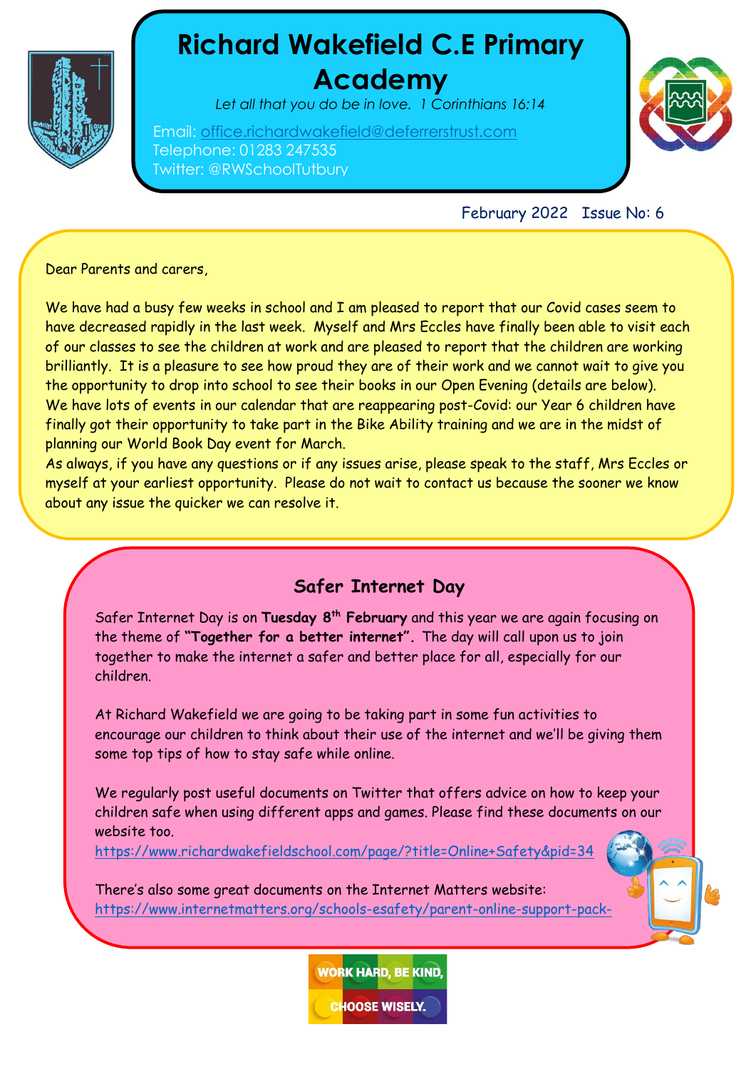# Richard Wakefield C.E Primary Academy

*Let all that you do be in love. 1 Corinthians 16:14*

Email: office.richardwakefield@deferrerstrust.com
Telephone: 01283 247535
Twitter: @RWSchoolTutbury

February 2022 Issue No: 6

Dear Parents and carers,

We have had a busy few weeks in school and I am pleased to report that our Covid cases seem to have decreased rapidly in the last week. Myself and Mrs Eccles have finally been able to visit each of our classes to see the children at work and are pleased to report that the children are working brilliantly. It is a pleasure to see how proud they are of their work and we cannot wait to give you the opportunity to drop into school to see their books in our Open Evening (details are below).
We have lots of events in our calendar that are reappearing post-Covid: our Year 6 children have finally got their opportunity to take part in the Bike Ability training and we are in the midst of planning our World Book Day event for March.
As always, if you have any questions or if any issues arise, please speak to the staff, Mrs Eccles or myself at your earliest opportunity. Please do not wait to contact us because the sooner we know about any issue the quicker we can resolve it.

## Safer Internet Day

Safer Internet Day is on **Tuesday 8th February** and this year we are again focusing on the theme of **"Together for a better internet".** The day will call upon us to join together to make the internet a safer and better place for all, especially for our children.

At Richard Wakefield we are going to be taking part in some fun activities to encourage our children to think about their use of the internet and we'll be giving them some top tips of how to stay safe while online.

We regularly post useful documents on Twitter that offers advice on how to keep your children safe when using different apps and games. Please find these documents on our website too.
https://www.richardwakefieldschool.com/page/?title=Online+Safety&pid=34

There's also some great documents on the Internet Matters website:
https://www.internetmatters.org/schools-esafety/parent-online-support-pack-

WORK HARD, BE KIND, CHOOSE WISELY.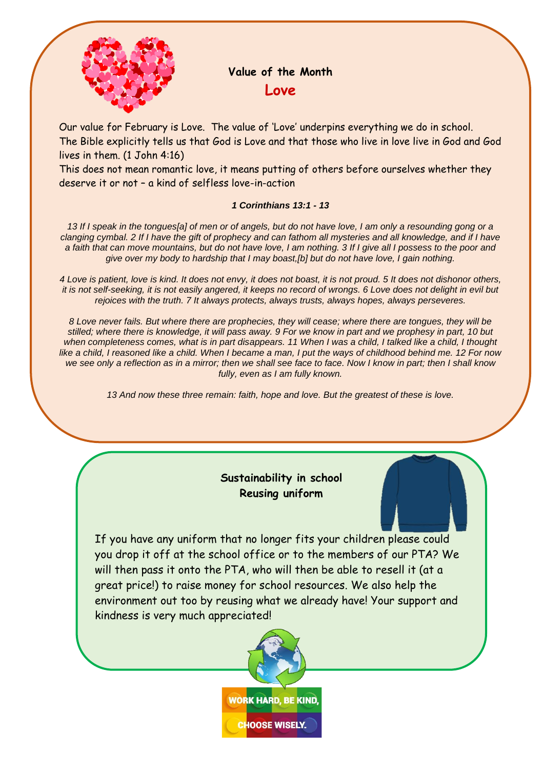## Value of the Month

## Love

Our value for February is Love. The value of 'Love' underpins everything we do in school. The Bible explicitly tells us that God is Love and that those who live in love live in God and God lives in them. (1 John 4:16)

This does not mean romantic love, it means putting of others before ourselves whether they deserve it or not – a kind of selfless love-in-action

***1 Corinthians 13:1 - 13***

*13 If I speak in the tongues[a] of men or of angels, but do not have love, I am only a resounding gong or a clanging cymbal. 2 If I have the gift of prophecy and can fathom all mysteries and all knowledge, and if I have a faith that can move mountains, but do not have love, I am nothing. 3 If I give all I possess to the poor and give over my body to hardship that I may boast,[b] but do not have love, I gain nothing.*

*4 Love is patient, love is kind. It does not envy, it does not boast, it is not proud. 5 It does not dishonor others, it is not self-seeking, it is not easily angered, it keeps no record of wrongs. 6 Love does not delight in evil but rejoices with the truth. 7 It always protects, always trusts, always hopes, always perseveres.*

*8 Love never fails. But where there are prophecies, they will cease; where there are tongues, they will be stilled; where there is knowledge, it will pass away. 9 For we know in part and we prophesy in part, 10 but when completeness comes, what is in part disappears. 11 When I was a child, I talked like a child, I thought like a child, I reasoned like a child. When I became a man, I put the ways of childhood behind me. 12 For now we see only a reflection as in a mirror; then we shall see face to face. Now I know in part; then I shall know fully, even as I am fully known.*

*13 And now these three remain: faith, hope and love. But the greatest of these is love.*

## Sustainability in school
## Reusing uniform

If you have any uniform that no longer fits your children please could you drop it off at the school office or to the members of our PTA? We will then pass it onto the PTA, who will then be able to resell it (at a great price!) to raise money for school resources. We also help the environment out too by reusing what we already have! Your support and kindness is very much appreciated!

WORK HARD, BE KIND, CHOOSE WISELY.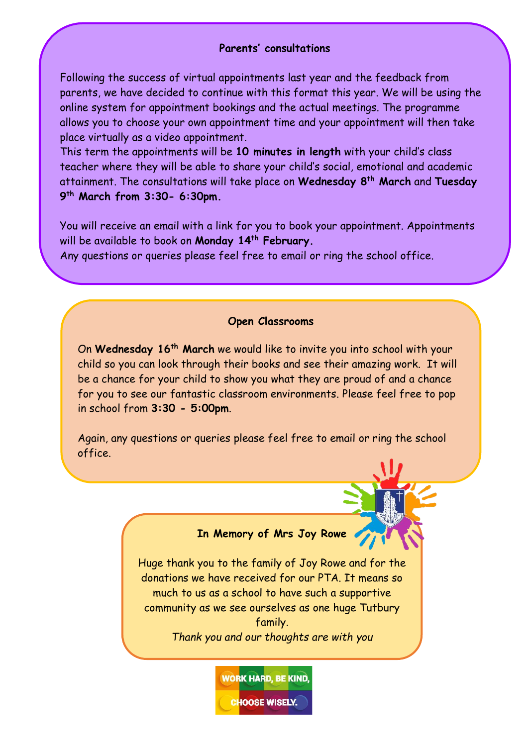## Parents' consultations

Following the success of virtual appointments last year and the feedback from parents, we have decided to continue with this format this year. We will be using the online system for appointment bookings and the actual meetings. The programme allows you to choose your own appointment time and your appointment will then take place virtually as a video appointment.

This term the appointments will be **10 minutes in length** with your child's class teacher where they will be able to share your child's social, emotional and academic attainment. The consultations will take place on **Wednesday 8th March** and **Tuesday 9th March from 3:30- 6:30pm.**

You will receive an email with a link for you to book your appointment. Appointments will be available to book on **Monday 14th February.**

Any questions or queries please feel free to email or ring the school office.

## Open Classrooms

On **Wednesday 16th March** we would like to invite you into school with your child so you can look through their books and see their amazing work. It will be a chance for your child to show you what they are proud of and a chance for you to see our fantastic classroom environments. Please feel free to pop in school from **3:30 - 5:00pm**.

Again, any questions or queries please feel free to email or ring the school office.

## In Memory of Mrs Joy Rowe

Huge thank you to the family of Joy Rowe and for the donations we have received for our PTA. It means so much to us as a school to have such a supportive community as we see ourselves as one huge Tutbury family.

*Thank you and our thoughts are with you*

WORK HARD, BE KIND, CHOOSE WISELY.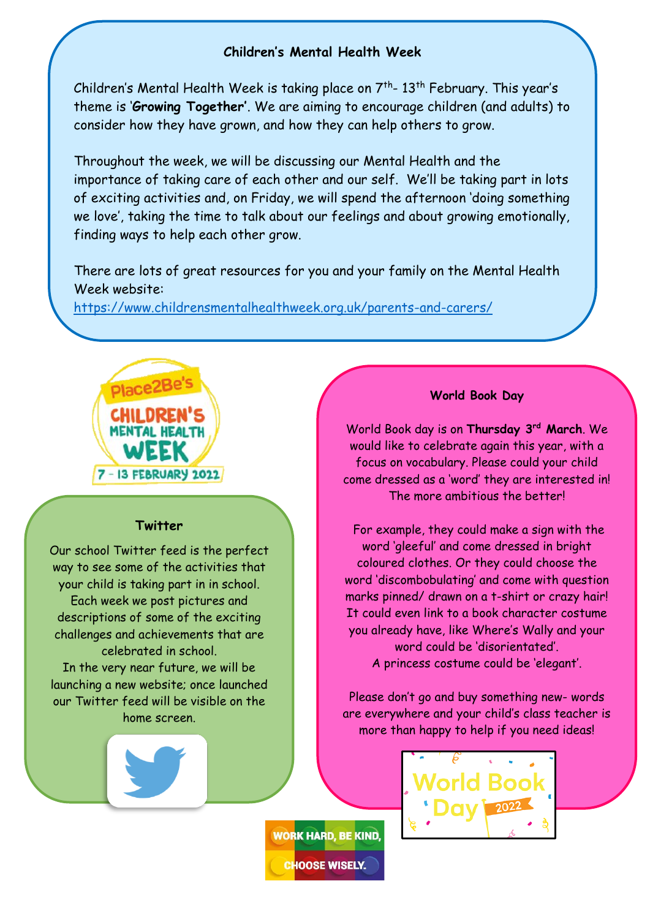## Children's Mental Health Week

Children's Mental Health Week is taking place on 7th- 13th February. This year's theme is '**Growing Together'**. We are aiming to encourage children (and adults) to consider how they have grown, and how they can help others to grow.

Throughout the week, we will be discussing our Mental Health and the importance of taking care of each other and our self. We'll be taking part in lots of exciting activities and, on Friday, we will spend the afternoon 'doing something we love', taking the time to talk about our feelings and about growing emotionally, finding ways to help each other grow.

There are lots of great resources for you and your family on the Mental Health Week website:
https://www.childrensmentalhealthweek.org.uk/parents-and-carers/

Place2Be's CHILDREN'S MENTAL HEALTH WEEK 7 - 13 FEBRUARY 2022

## Twitter

Our school Twitter feed is the perfect way to see some of the activities that your child is taking part in in school. Each week we post pictures and descriptions of some of the exciting challenges and achievements that are celebrated in school.
In the very near future, we will be launching a new website; once launched our Twitter feed will be visible on the home screen.

## World Book Day

World Book day is on **Thursday 3rd March**. We would like to celebrate again this year, with a focus on vocabulary. Please could your child come dressed as a 'word' they are interested in! The more ambitious the better!

For example, they could make a sign with the word 'gleeful' and come dressed in bright coloured clothes. Or they could choose the word 'discombobulating' and come with question marks pinned/ drawn on a t-shirt or crazy hair! It could even link to a book character costume you already have, like Where's Wally and your word could be 'disorientated'.
A princess costume could be 'elegant'.

Please don't go and buy something new- words are everywhere and your child's class teacher is more than happy to help if you need ideas!

World Book Day 2022

WORK HARD, BE KIND, CHOOSE WISELY.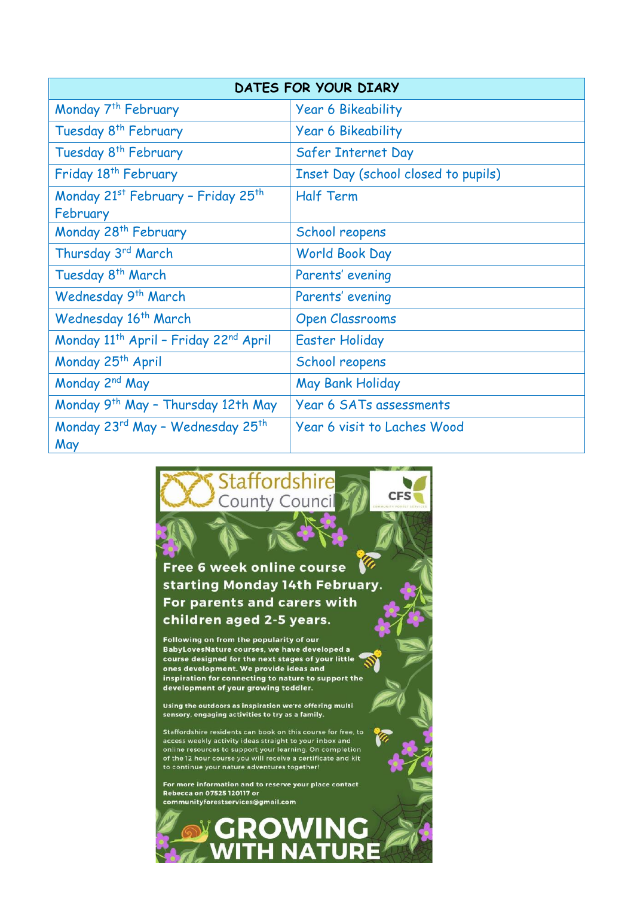| DATES FOR YOUR DIARY | |
|---|---|
| Monday 7th February | Year 6 Bikeability |
| Tuesday 8th February | Year 6 Bikeability |
| Tuesday 8th February | Safer Internet Day |
| Friday 18th February | Inset Day (school closed to pupils) |
| Monday 21st February – Friday 25th February | Half Term |
| Monday 28th February | School reopens |
| Thursday 3rd March | World Book Day |
| Tuesday 8th March | Parents' evening |
| Wednesday 9th March | Parents' evening |
| Wednesday 16th March | Open Classrooms |
| Monday 11th April – Friday 22nd April | Easter Holiday |
| Monday 25th April | School reopens |
| Monday 2nd May | May Bank Holiday |
| Monday 9th May – Thursday 12th May | Year 6 SATs assessments |
| Monday 23rd May – Wednesday 25th May | Year 6 visit to Laches Wood |

Staffordshire County Council

CFS COMMUNITY FOREST SERVICES

**Free 6 week online course starting Monday 14th February. For parents and carers with children aged 2-5 years.**

**Following on from the popularity of our BabyLovesNature courses, we have developed a course designed for the next stages of your little ones development. We provide ideas and inspiration for connecting to nature to support the development of your growing toddler.**

**Using the outdoors as inspiration we're offering multi sensory, engaging activities to try as a family.**

Staffordshire residents can book on this course for free, to access weekly activity ideas straight to your inbox and online resources to support your learning. On completion of the 12 hour course you will receive a certificate and kit to continue your nature adventures together!

**For more information and to reserve your place contact Rebecca on 07525 120117 or communityforestservices@gmail.com**

# GROWING WITH NATURE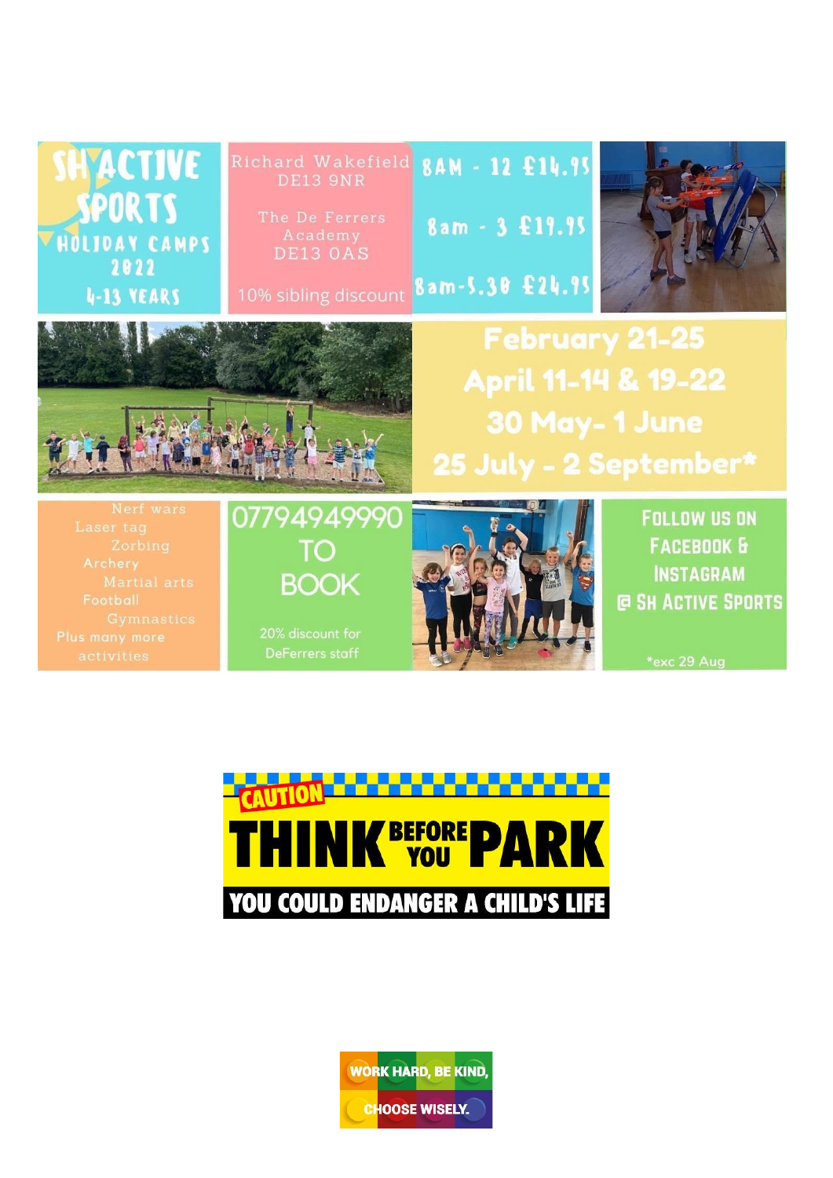# SH ACTIVE SPORTS

## HOLIDAY CAMPS 2022

4-13 YEARS

Richard Wakefield
DE13 9NR

The De Ferrers Academy
DE13 0AS

10% sibling discount

8AM - 12 £14.95

8am - 3 £19.95

8am-5.30 £24.95

February 21-25

April 11-14 & 19-22

30 May- 1 June

25 July - 2 September*

- Nerf wars
- Laser tag
- Zorbing
- Archery
- Martial arts
- Football
- Gymnastics
- Plus many more activities

07794949990 TO BOOK

20% discount for DeFerrers staff

FOLLOW US ON FACEBOOK & INSTAGRAM @ SH ACTIVE SPORTS

*exc 29 Aug

CAUTION

**THINK BEFORE YOU PARK**

**YOU COULD ENDANGER A CHILD'S LIFE**

WORK HARD, BE KIND, CHOOSE WISELY.